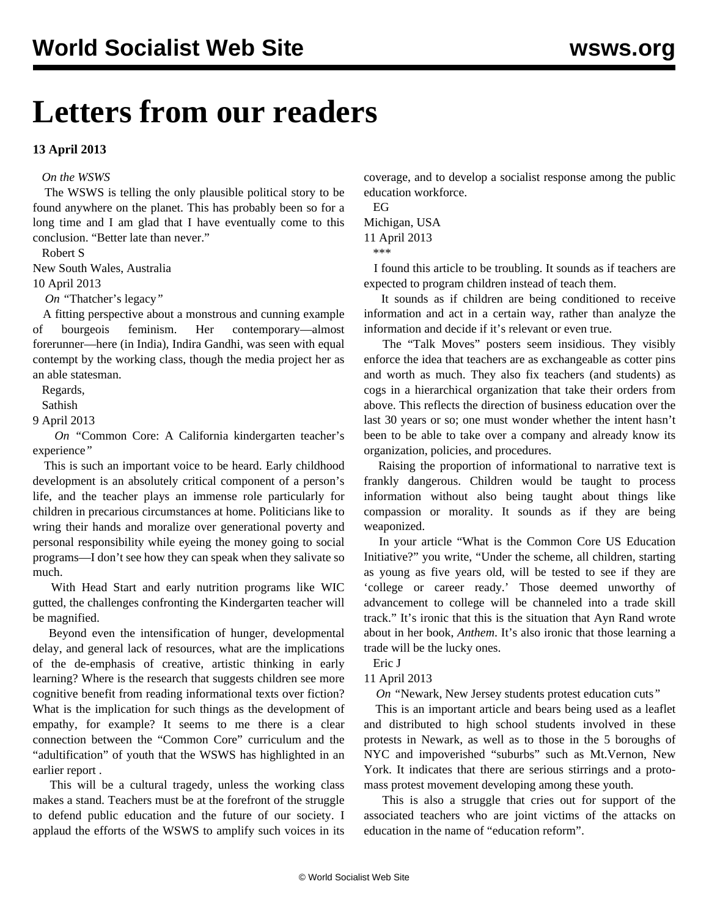# Letters from our readers

**13 April 2013**

*On the WSWS*

The WSWS is telling the only plausible political story to be found anywhere on the planet. This has probably been so for a long time and I am glad that I have eventually come to this conclusion. "Better late than never."

Robert S

New South Wales, Australia

10 April 2013

*On* "Thatcher's legacy*"*

A fitting perspective about a monstrous and cunning example of bourgeois feminism. Her contemporary—almost forerunner—here (in India), Indira Gandhi, was seen with equal contempt by the working class, though the media project her as an able statesman.

Regards,

Sathish

9 April 2013

*On* "Common Core: A California kindergarten teacher's experience*"*

This is such an important voice to be heard. Early childhood development is an absolutely critical component of a person's life, and the teacher plays an immense role particularly for children in precarious circumstances at home. Politicians like to wring their hands and moralize over generational poverty and personal responsibility while eyeing the money going to social programs—I don't see how they can speak when they salivate so much.

With Head Start and early nutrition programs like WIC gutted, the challenges confronting the Kindergarten teacher will be magnified.

Beyond even the intensification of hunger, developmental delay, and general lack of resources, what are the implications of the de-emphasis of creative, artistic thinking in early learning? Where is the research that suggests children see more cognitive benefit from reading informational texts over fiction? What is the implication for such things as the development of empathy, for example? It seems to me there is a clear connection between the "Common Core" curriculum and the "adultification" of youth that the WSWS has highlighted in an earlier report .

This will be a cultural tragedy, unless the working class makes a stand. Teachers must be at the forefront of the struggle to defend public education and the future of our society. I applaud the efforts of the WSWS to amplify such voices in its coverage, and to develop a socialist response among the public education workforce.

EG

Michigan, USA

11 April 2013

\*\*\*

I found this article to be troubling. It sounds as if teachers are expected to program children instead of teach them.

It sounds as if children are being conditioned to receive information and act in a certain way, rather than analyze the information and decide if it's relevant or even true.

The "Talk Moves" posters seem insidious. They visibly enforce the idea that teachers are as exchangeable as cotter pins and worth as much. They also fix teachers (and students) as cogs in a hierarchical organization that take their orders from above. This reflects the direction of business education over the last 30 years or so; one must wonder whether the intent hasn't been to be able to take over a company and already know its organization, policies, and procedures.

Raising the proportion of informational to narrative text is frankly dangerous. Children would be taught to process information without also being taught about things like compassion or morality. It sounds as if they are being weaponized.

In your article "What is the Common Core US Education Initiative?" you write, "Under the scheme, all children, starting as young as five years old, will be tested to see if they are 'college or career ready.' Those deemed unworthy of advancement to college will be channeled into a trade skill track." It's ironic that this is the situation that Ayn Rand wrote about in her book, *Anthem*. It's also ironic that those learning a trade will be the lucky ones.

Eric J

11 April 2013

*On* "Newark, New Jersey students protest education cuts*"*

This is an important article and bears being used as a leaflet and distributed to high school students involved in these protests in Newark, as well as to those in the 5 boroughs of NYC and impoverished "suburbs" such as Mt.Vernon, New York. It indicates that there are serious stirrings and a proto-mass protest movement developing among these youth.

This is also a struggle that cries out for support of the associated teachers who are joint victims of the attacks on education in the name of "education reform".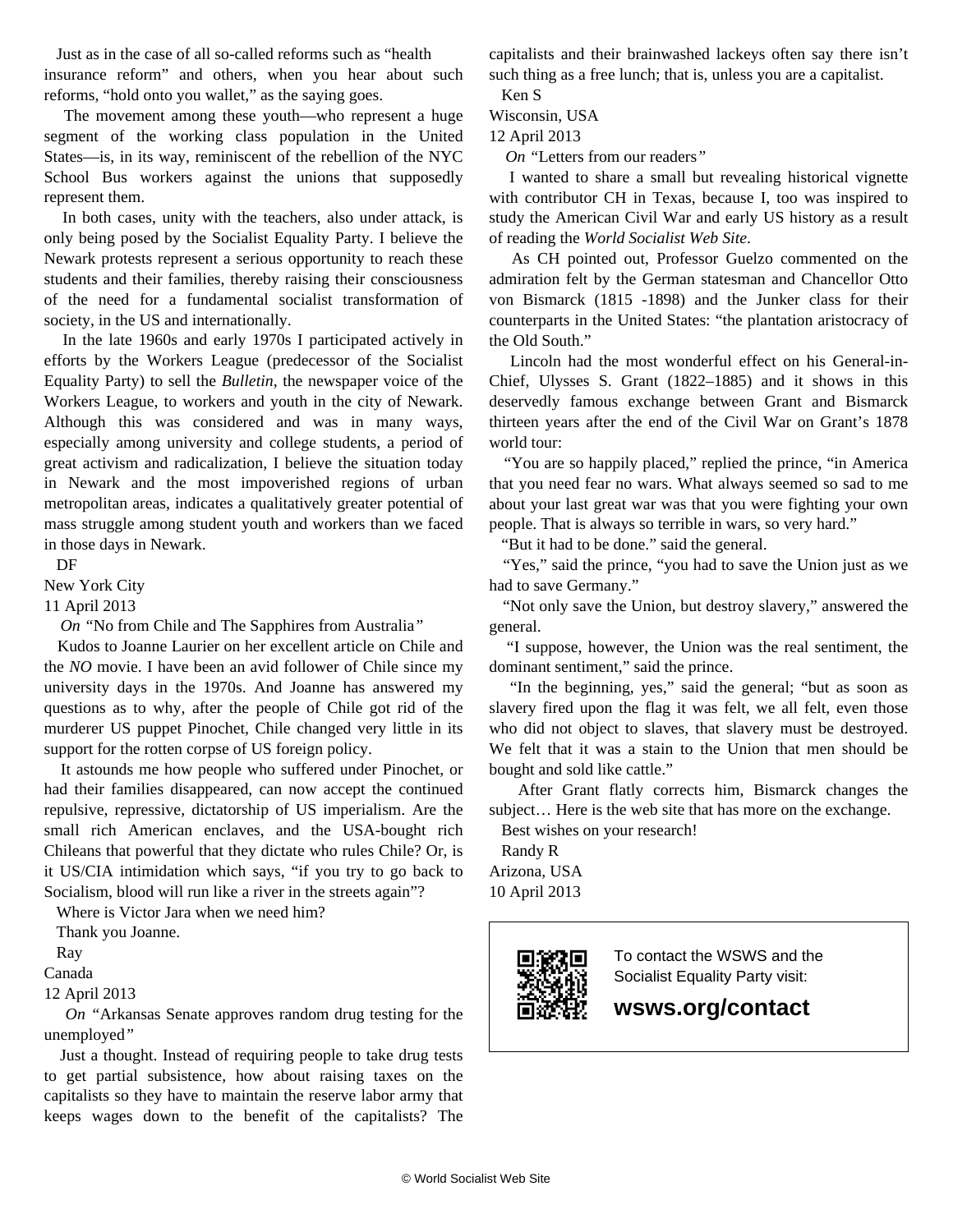Just as in the case of all so-called reforms such as "health insurance reform" and others, when you hear about such reforms, "hold onto you wallet," as the saying goes.

The movement among these youth—who represent a huge segment of the working class population in the United States—is, in its way, reminiscent of the rebellion of the NYC School Bus workers against the unions that supposedly represent them.

In both cases, unity with the teachers, also under attack, is only being posed by the Socialist Equality Party. I believe the Newark protests represent a serious opportunity to reach these students and their families, thereby raising their consciousness of the need for a fundamental socialist transformation of society, in the US and internationally.

In the late 1960s and early 1970s I participated actively in efforts by the Workers League (predecessor of the Socialist Equality Party) to sell the *Bulletin*, the newspaper voice of the Workers League, to workers and youth in the city of Newark. Although this was considered and was in many ways, especially among university and college students, a period of great activism and radicalization, I believe the situation today in Newark and the most impoverished regions of urban metropolitan areas, indicates a qualitatively greater potential of mass struggle among student youth and workers than we faced in those days in Newark.

DF
New York City
11 April 2013

*On* "No from Chile and The Sapphires from Australia"

Kudos to Joanne Laurier on her excellent article on Chile and the *NO* movie. I have been an avid follower of Chile since my university days in the 1970s. And Joanne has answered my questions as to why, after the people of Chile got rid of the murderer US puppet Pinochet, Chile changed very little in its support for the rotten corpse of US foreign policy.

It astounds me how people who suffered under Pinochet, or had their families disappeared, can now accept the continued repulsive, repressive, dictatorship of US imperialism. Are the small rich American enclaves, and the USA-bought rich Chileans that powerful that they dictate who rules Chile? Or, is it US/CIA intimidation which says, "if you try to go back to Socialism, blood will run like a river in the streets again"?

Where is Victor Jara when we need him?

Thank you Joanne.

Ray
Canada
12 April 2013

*On* "Arkansas Senate approves random drug testing for the unemployed"

Just a thought. Instead of requiring people to take drug tests to get partial subsistence, how about raising taxes on the capitalists so they have to maintain the reserve labor army that keeps wages down to the benefit of the capitalists? The capitalists and their brainwashed lackeys often say there isn't such thing as a free lunch; that is, unless you are a capitalist.

Ken S
Wisconsin, USA
12 April 2013

*On* "Letters from our readers"

I wanted to share a small but revealing historical vignette with contributor CH in Texas, because I, too was inspired to study the American Civil War and early US history as a result of reading the *World Socialist Web Site*.

As CH pointed out, Professor Guelzo commented on the admiration felt by the German statesman and Chancellor Otto von Bismarck (1815 -1898) and the Junker class for their counterparts in the United States: "the plantation aristocracy of the Old South."

Lincoln had the most wonderful effect on his General-in-Chief, Ulysses S. Grant (1822–1885) and it shows in this deservedly famous exchange between Grant and Bismarck thirteen years after the end of the Civil War on Grant's 1878 world tour:

"You are so happily placed," replied the prince, "in America that you need fear no wars. What always seemed so sad to me about your last great war was that you were fighting your own people. That is always so terrible in wars, so very hard."

"But it had to be done." said the general.

"Yes," said the prince, "you had to save the Union just as we had to save Germany."

"Not only save the Union, but destroy slavery," answered the general.

"I suppose, however, the Union was the real sentiment, the dominant sentiment," said the prince.

"In the beginning, yes," said the general; "but as soon as slavery fired upon the flag it was felt, we all felt, even those who did not object to slaves, that slavery must be destroyed. We felt that it was a stain to the Union that men should be bought and sold like cattle."

After Grant flatly corrects him, Bismarck changes the subject… Here is the web site that has more on the exchange.

Best wishes on your research!

Randy R
Arizona, USA
10 April 2013

To contact the WSWS and the Socialist Equality Party visit:

**wsws.org/contact**